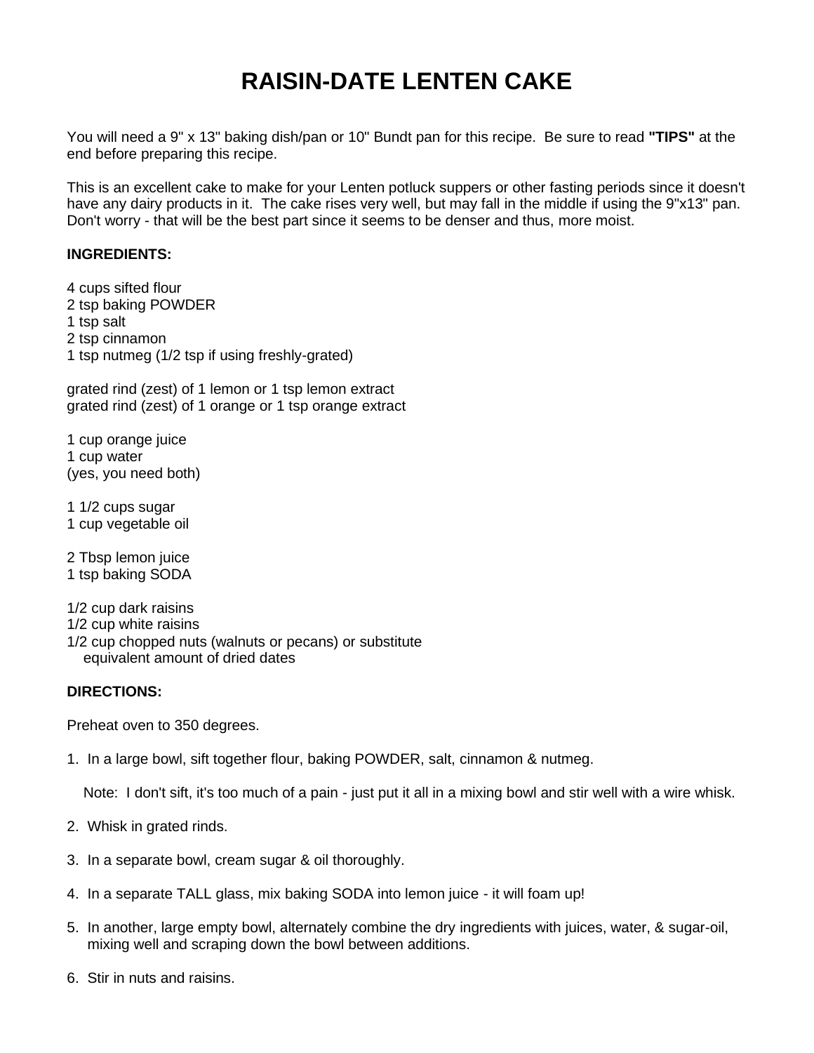# RAISIN-DATE LENTEN CAKE

You will need a 9" x 13" baking dish/pan or 10" Bundt pan for this recipe. Be sure to read **"TIPS"** at the end before preparing this recipe.

This is an excellent cake to make for your Lenten potluck suppers or other fasting periods since it doesn't have any dairy products in it. The cake rises very well, but may fall in the middle if using the 9"x13" pan. Don't worry - that will be the best part since it seems to be denser and thus, more moist.

**INGREDIENTS:**

4 cups sifted flour
2 tsp baking POWDER
1 tsp salt
2 tsp cinnamon
1 tsp nutmeg (1/2 tsp if using freshly-grated)

grated rind (zest) of 1 lemon or 1 tsp lemon extract
grated rind (zest) of 1 orange or 1 tsp orange extract

1 cup orange juice
1 cup water
(yes, you need both)

1 1/2 cups sugar
1 cup vegetable oil

2 Tbsp lemon juice
1 tsp baking SODA

1/2 cup dark raisins
1/2 cup white raisins
1/2 cup chopped nuts (walnuts or pecans) or substitute
equivalent amount of dried dates

**DIRECTIONS:**

Preheat oven to 350 degrees.

1. In a large bowl, sift together flour, baking POWDER, salt, cinnamon & nutmeg.

   Note: I don't sift, it's too much of a pain - just put it all in a mixing bowl and stir well with a wire whisk.

2. Whisk in grated rinds.

3. In a separate bowl, cream sugar & oil thoroughly.

4. In a separate TALL glass, mix baking SODA into lemon juice - it will foam up!

5. In another, large empty bowl, alternately combine the dry ingredients with juices, water, & sugar-oil, mixing well and scraping down the bowl between additions.

6. Stir in nuts and raisins.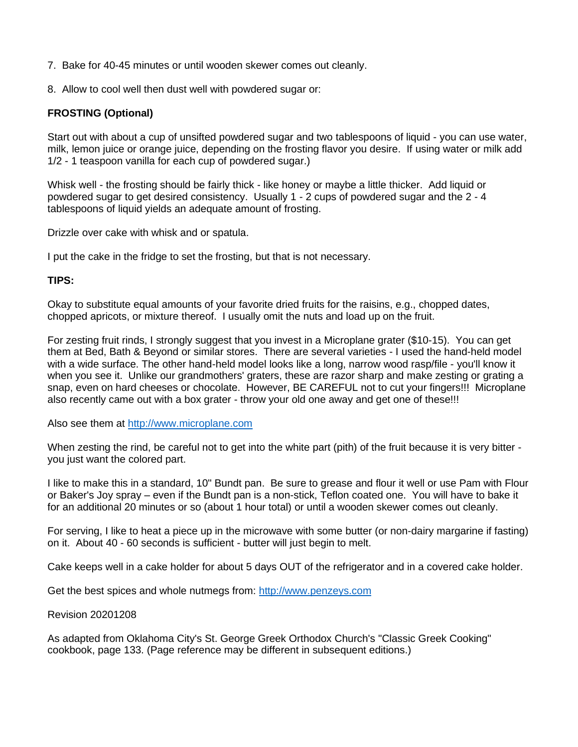7. Bake for 40-45 minutes or until wooden skewer comes out cleanly.

8. Allow to cool well then dust well with powdered sugar or:

**FROSTING (Optional)**

Start out with about a cup of unsifted powdered sugar and two tablespoons of liquid - you can use water, milk, lemon juice or orange juice, depending on the frosting flavor you desire. If using water or milk add 1/2 - 1 teaspoon vanilla for each cup of powdered sugar.)

Whisk well - the frosting should be fairly thick - like honey or maybe a little thicker. Add liquid or powdered sugar to get desired consistency. Usually 1 - 2 cups of powdered sugar and the 2 - 4 tablespoons of liquid yields an adequate amount of frosting.

Drizzle over cake with whisk and or spatula.

I put the cake in the fridge to set the frosting, but that is not necessary.

**TIPS:**

Okay to substitute equal amounts of your favorite dried fruits for the raisins, e.g., chopped dates, chopped apricots, or mixture thereof. I usually omit the nuts and load up on the fruit.

For zesting fruit rinds, I strongly suggest that you invest in a Microplane grater ($10-15). You can get them at Bed, Bath & Beyond or similar stores. There are several varieties - I used the hand-held model with a wide surface. The other hand-held model looks like a long, narrow wood rasp/file - you'll know it when you see it. Unlike our grandmothers' graters, these are razor sharp and make zesting or grating a snap, even on hard cheeses or chocolate. However, BE CAREFUL not to cut your fingers!!! Microplane also recently came out with a box grater - throw your old one away and get one of these!!!

Also see them at http://www.microplane.com

When zesting the rind, be careful not to get into the white part (pith) of the fruit because it is very bitter - you just want the colored part.

I like to make this in a standard, 10" Bundt pan. Be sure to grease and flour it well or use Pam with Flour or Baker's Joy spray – even if the Bundt pan is a non-stick, Teflon coated one. You will have to bake it for an additional 20 minutes or so (about 1 hour total) or until a wooden skewer comes out cleanly.

For serving, I like to heat a piece up in the microwave with some butter (or non-dairy margarine if fasting) on it. About 40 - 60 seconds is sufficient - butter will just begin to melt.

Cake keeps well in a cake holder for about 5 days OUT of the refrigerator and in a covered cake holder.

Get the best spices and whole nutmegs from: http://www.penzeys.com

Revision 20201208

As adapted from Oklahoma City's St. George Greek Orthodox Church's "Classic Greek Cooking" cookbook, page 133. (Page reference may be different in subsequent editions.)